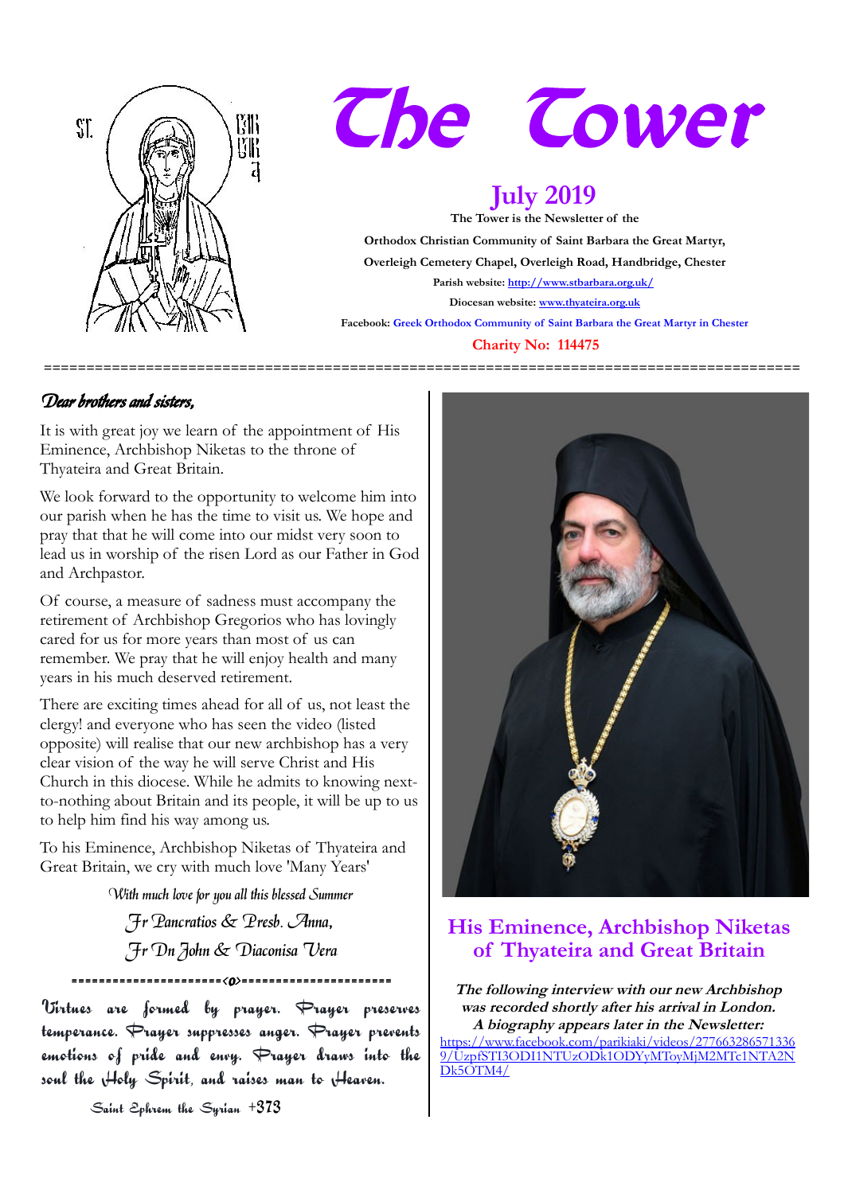# The Tower

## July 2019

**The Tower is the Newsletter of the**

**Orthodox Christian Community of Saint Barbara the Great Martyr,**

**Overleigh Cemetery Chapel, Overleigh Road, Handbridge, Chester**

**Parish website: http://www.stbarbara.org.uk/**

**Diocesan website: www.thyateira.org.uk**

**Facebook: Greek Orthodox Community of Saint Barbara the Great Martyr in Chester**

**Charity No: 114475**

*Dear brothers and sisters,*

It is with great joy we learn of the appointment of His Eminence, Archbishop Niketas to the throne of Thyateira and Great Britain.

We look forward to the opportunity to welcome him into our parish when he has the time to visit us. We hope and pray that that he will come into our midst very soon to lead us in worship of the risen Lord as our Father in God and Archpastor.

Of course, a measure of sadness must accompany the retirement of Archbishop Gregorios who has lovingly cared for us for more years than most of us can remember. We pray that he will enjoy health and many years in his much deserved retirement.

There are exciting times ahead for all of us, not least the clergy! and everyone who has seen the video (listed opposite) will realise that our new archbishop has a very clear vision of the way he will serve Christ and His Church in this diocese. While he admits to knowing next-to-nothing about Britain and its people, it will be up to us to help him find his way among us.

To his Eminence, Archbishop Niketas of Thyateira and Great Britain, we cry with much love 'Many Years'

*With much love for you all this blessed Summer*

*Fr Pancratios & Presb. Anna,*

*Fr Dn John & Diaconisa Vera*

**Virtues are formed by prayer. Prayer preserves temperance. Prayer suppresses anger. Prayer prevents emotions of pride and envy. Prayer draws into the soul the Holy Spirit, and raises man to Heaven.**

Saint Ephrem the Syrian +373

## His Eminence, Archbishop Niketas of Thyateira and Great Britain

***The following interview with our new Archbishop was recorded shortly after his arrival in London. A biography appears later in the Newsletter:***

https://www.facebook.com/parikiaki/videos/2776632865713369/UzpfSTI3ODI1NTUzODk1ODYyMToyMjM2MTc1NTA2NDk5OTM4/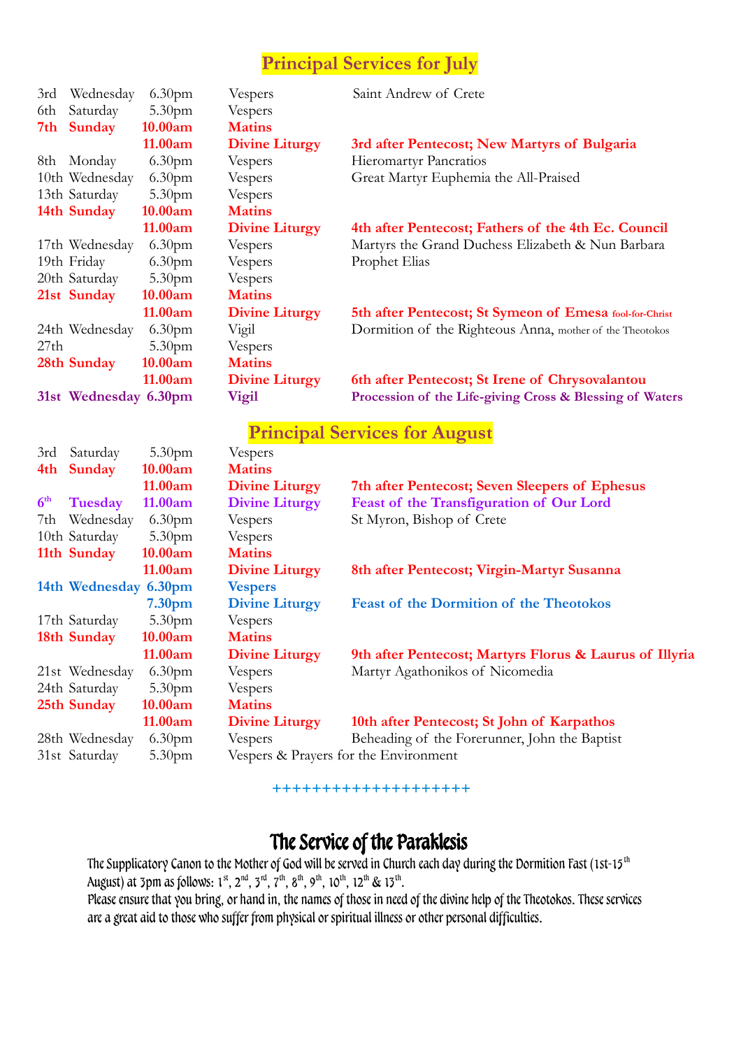## Principal Services for July

| | | | | |
|---|---|---|---|---|
| 3rd | Wednesday | 6.30pm | Vespers | Saint Andrew of Crete |
| 6th | Saturday | 5.30pm | Vespers | |
| **7th** | **Sunday** | **10.00am** | **Matins** | |
| | | **11.00am** | **Divine Liturgy** | **3rd after Pentecost; New Martyrs of Bulgaria** |
| 8th | Monday | 6.30pm | Vespers | Hieromartyr Pancratios |
| 10th | Wednesday | 6.30pm | Vespers | Great Martyr Euphemia the All-Praised |
| 13th | Saturday | 5.30pm | Vespers | |
| **14th** | **Sunday** | **10.00am** | **Matins** | |
| | | **11.00am** | **Divine Liturgy** | **4th after Pentecost; Fathers of the 4th Ec. Council** |
| 17th | Wednesday | 6.30pm | Vespers | Martyrs the Grand Duchess Elizabeth & Nun Barbara |
| 19th | Friday | 6.30pm | Vespers | Prophet Elias |
| 20th | Saturday | 5.30pm | Vespers | |
| **21st** | **Sunday** | **10.00am** | **Matins** | |
| | | **11.00am** | **Divine Liturgy** | **5th after Pentecost; St Symeon of Emesa fool-for-Christ** |
| 24th | Wednesday | 6.30pm | Vigil | Dormition of the Righteous Anna, mother of the Theotokos |
| 27th | | 5.30pm | Vespers | |
| **28th** | **Sunday** | **10.00am** | **Matins** | |
| | | **11.00am** | **Divine Liturgy** | **6th after Pentecost; St Irene of Chrysovalantou** |
| **31st** | **Wednesday** | **6.30pm** | **Vigil** | **Procession of the Life-giving Cross & Blessing of Waters** |

## Principal Services for August

| | | | | |
|---|---|---|---|---|
| 3rd | Saturday | 5.30pm | Vespers | |
| **4th** | **Sunday** | **10.00am** | **Matins** | |
| | | **11.00am** | **Divine Liturgy** | **7th after Pentecost; Seven Sleepers of Ephesus** |
| **6th** | **Tuesday** | **11.00am** | **Divine Liturgy** | **Feast of the Transfiguration of Our Lord** |
| 7th | Wednesday | 6.30pm | Vespers | St Myron, Bishop of Crete |
| 10th | Saturday | 5.30pm | Vespers | |
| **11th** | **Sunday** | **10.00am** | **Matins** | |
| | | **11.00am** | **Divine Liturgy** | **8th after Pentecost; Virgin-Martyr Susanna** |
| **14th** | **Wednesday** | **6.30pm** | **Vespers** | |
| | | **7.30pm** | **Divine Liturgy** | **Feast of the Dormition of the Theotokos** |
| 17th | Saturday | 5.30pm | Vespers | |
| **18th** | **Sunday** | **10.00am** | **Matins** | |
| | | **11.00am** | **Divine Liturgy** | **9th after Pentecost; Martyrs Florus & Laurus of Illyria** |
| 21st | Wednesday | 6.30pm | Vespers | Martyr Agathonikos of Nicomedia |
| 24th | Saturday | 5.30pm | Vespers | |
| **25th** | **Sunday** | **10.00am** | **Matins** | |
| | | **11.00am** | **Divine Liturgy** | **10th after Pentecost; St John of Karpathos** |
| 28th | Wednesday | 6.30pm | Vespers | Beheading of the Forerunner, John the Baptist |
| 31st | Saturday | 5.30pm | Vespers & Prayers for the Environment | |

+++++++++++++++++++

## The Service of the Paraklesis

The Supplicatory Canon to the Mother of God will be served in Church each day during the Dormition Fast (1st-15th August) at 3pm as follows: 1st, 2nd, 3rd, 7th, 8th, 9th, 10th, 12th & 13th.

Please ensure that you bring, or hand in, the names of those in need of the divine help of the Theotokos. These services are a great aid to those who suffer from physical or spiritual illness or other personal difficulties.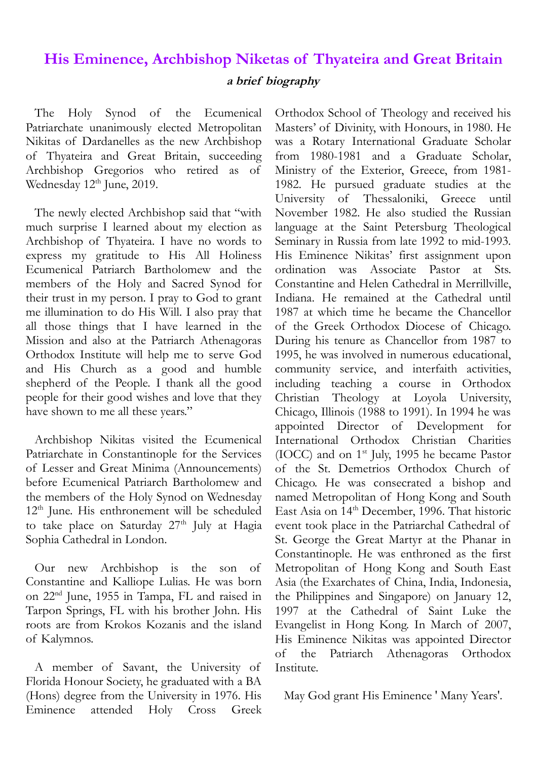# His Eminence, Archbishop Niketas of Thyateira and Great Britain

***a brief biography***

The Holy Synod of the Ecumenical Patriarchate unanimously elected Metropolitan Nikitas of Dardanelles as the new Archbishop of Thyateira and Great Britain, succeeding Archbishop Gregorios who retired as of Wednesday 12th June, 2019.

The newly elected Archbishop said that "with much surprise I learned about my election as Archbishop of Thyateira. I have no words to express my gratitude to His All Holiness Ecumenical Patriarch Bartholomew and the members of the Holy and Sacred Synod for their trust in my person. I pray to God to grant me illumination to do His Will. I also pray that all those things that I have learned in the Mission and also at the Patriarch Athenagoras Orthodox Institute will help me to serve God and His Church as a good and humble shepherd of the People. I thank all the good people for their good wishes and love that they have shown to me all these years."

Archbishop Nikitas visited the Ecumenical Patriarchate in Constantinople for the Services of Lesser and Great Minima (Announcements) before Ecumenical Patriarch Bartholomew and the members of the Holy Synod on Wednesday 12th June. His enthronement will be scheduled to take place on Saturday 27th July at Hagia Sophia Cathedral in London.

Our new Archbishop is the son of Constantine and Kalliope Lulias. He was born on 22nd June, 1955 in Tampa, FL and raised in Tarpon Springs, FL with his brother John. His roots are from Krokos Kozanis and the island of Kalymnos.

A member of Savant, the University of Florida Honour Society, he graduated with a BA (Hons) degree from the University in 1976. His Eminence attended Holy Cross Greek Orthodox School of Theology and received his Masters' of Divinity, with Honours, in 1980. He was a Rotary International Graduate Scholar from 1980-1981 and a Graduate Scholar, Ministry of the Exterior, Greece, from 1981-1982. He pursued graduate studies at the University of Thessaloniki, Greece until November 1982. He also studied the Russian language at the Saint Petersburg Theological Seminary in Russia from late 1992 to mid-1993. His Eminence Nikitas' first assignment upon ordination was Associate Pastor at Sts. Constantine and Helen Cathedral in Merrillville, Indiana. He remained at the Cathedral until 1987 at which time he became the Chancellor of the Greek Orthodox Diocese of Chicago. During his tenure as Chancellor from 1987 to 1995, he was involved in numerous educational, community service, and interfaith activities, including teaching a course in Orthodox Christian Theology at Loyola University, Chicago, Illinois (1988 to 1991). In 1994 he was appointed Director of Development for International Orthodox Christian Charities (IOCC) and on 1st July, 1995 he became Pastor of the St. Demetrios Orthodox Church of Chicago. He was consecrated a bishop and named Metropolitan of Hong Kong and South East Asia on 14th December, 1996. That historic event took place in the Patriarchal Cathedral of St. George the Great Martyr at the Phanar in Constantinople. He was enthroned as the first Metropolitan of Hong Kong and South East Asia (the Exarchates of China, India, Indonesia, the Philippines and Singapore) on January 12, 1997 at the Cathedral of Saint Luke the Evangelist in Hong Kong. In March of 2007, His Eminence Nikitas was appointed Director of the Patriarch Athenagoras Orthodox Institute.

May God grant His Eminence ' Many Years'.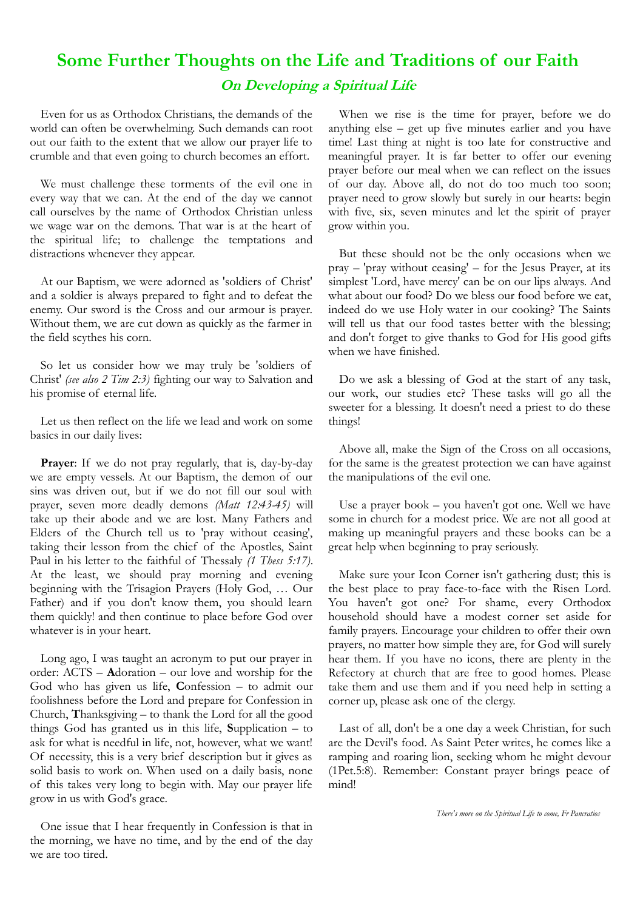# Some Further Thoughts on the Life and Traditions of our Faith

## *On Developing a Spiritual Life*

Even for us as Orthodox Christians, the demands of the world can often be overwhelming. Such demands can root out our faith to the extent that we allow our prayer life to crumble and that even going to church becomes an effort.

We must challenge these torments of the evil one in every way that we can. At the end of the day we cannot call ourselves by the name of Orthodox Christian unless we wage war on the demons. That war is at the heart of the spiritual life; to challenge the temptations and distractions whenever they appear.

At our Baptism, we were adorned as 'soldiers of Christ' and a soldier is always prepared to fight and to defeat the enemy. Our sword is the Cross and our armour is prayer. Without them, we are cut down as quickly as the farmer in the field scythes his corn.

So let us consider how we may truly be 'soldiers of Christ' *(see also 2 Tim 2:3)* fighting our way to Salvation and his promise of eternal life.

Let us then reflect on the life we lead and work on some basics in our daily lives:

**Prayer**: If we do not pray regularly, that is, day-by-day we are empty vessels. At our Baptism, the demon of our sins was driven out, but if we do not fill our soul with prayer, seven more deadly demons *(Matt 12:43-45)* will take up their abode and we are lost. Many Fathers and Elders of the Church tell us to 'pray without ceasing', taking their lesson from the chief of the Apostles, Saint Paul in his letter to the faithful of Thessaly *(1 Thess 5:17)*. At the least, we should pray morning and evening beginning with the Trisagion Prayers (Holy God, … Our Father) and if you don't know them, you should learn them quickly! and then continue to place before God over whatever is in your heart.

Long ago, I was taught an acronym to put our prayer in order: ACTS – **A**doration – our love and worship for the God who has given us life, **C**onfession – to admit our foolishness before the Lord and prepare for Confession in Church, **T**hanksgiving – to thank the Lord for all the good things God has granted us in this life, **S**upplication – to ask for what is needful in life, not, however, what we want! Of necessity, this is a very brief description but it gives as solid basis to work on. When used on a daily basis, none of this takes very long to begin with. May our prayer life grow in us with God's grace.

One issue that I hear frequently in Confession is that in the morning, we have no time, and by the end of the day we are too tired.

When we rise is the time for prayer, before we do anything else – get up five minutes earlier and you have time! Last thing at night is too late for constructive and meaningful prayer. It is far better to offer our evening prayer before our meal when we can reflect on the issues of our day. Above all, do not do too much too soon; prayer need to grow slowly but surely in our hearts: begin with five, six, seven minutes and let the spirit of prayer grow within you.

But these should not be the only occasions when we pray – 'pray without ceasing' – for the Jesus Prayer, at its simplest 'Lord, have mercy' can be on our lips always. And what about our food? Do we bless our food before we eat, indeed do we use Holy water in our cooking? The Saints will tell us that our food tastes better with the blessing; and don't forget to give thanks to God for His good gifts when we have finished.

Do we ask a blessing of God at the start of any task, our work, our studies etc? These tasks will go all the sweeter for a blessing. It doesn't need a priest to do these things!

Above all, make the Sign of the Cross on all occasions, for the same is the greatest protection we can have against the manipulations of the evil one.

Use a prayer book – you haven't got one. Well we have some in church for a modest price. We are not all good at making up meaningful prayers and these books can be a great help when beginning to pray seriously.

Make sure your Icon Corner isn't gathering dust; this is the best place to pray face-to-face with the Risen Lord. You haven't got one? For shame, every Orthodox household should have a modest corner set aside for family prayers. Encourage your children to offer their own prayers, no matter how simple they are, for God will surely hear them. If you have no icons, there are plenty in the Refectory at church that are free to good homes. Please take them and use them and if you need help in setting a corner up, please ask one of the clergy.

Last of all, don't be a one day a week Christian, for such are the Devil's food. As Saint Peter writes, he comes like a ramping and roaring lion, seeking whom he might devour (1Pet.5:8). Remember: Constant prayer brings peace of mind!

*There's more on the Spiritual Life to come, Fr Pancratios*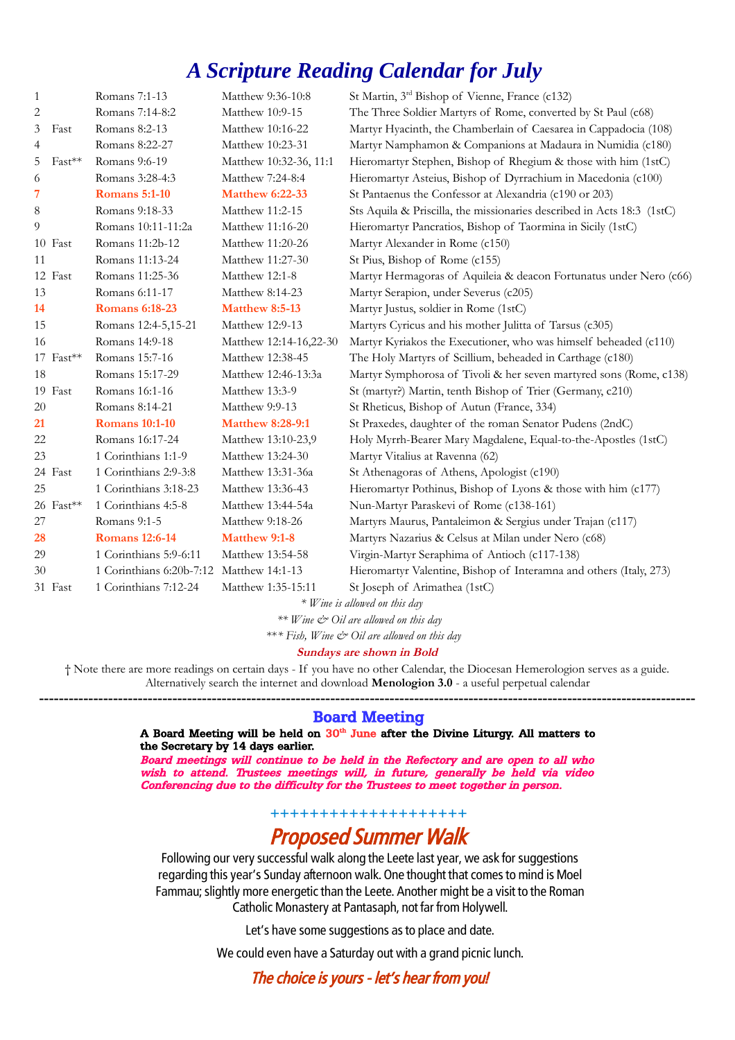# *A Scripture Reading Calendar for July*

| | | | | |
|---|---|---|---|---|
| 1 | | Romans 7:1-13 | Matthew 9:36-10:8 | St Martin, 3rd Bishop of Vienne, France (c132) |
| 2 | | Romans 7:14-8:2 | Matthew 10:9-15 | The Three Soldier Martyrs of Rome, converted by St Paul (c68) |
| 3 | Fast | Romans 8:2-13 | Matthew 10:16-22 | Martyr Hyacinth, the Chamberlain of Caesarea in Cappadocia (108) |
| 4 | | Romans 8:22-27 | Matthew 10:23-31 | Martyr Namphamon & Companions at Madaura in Numidia (c180) |
| 5 | Fast** | Romans 9:6-19 | Matthew 10:32-36, 11:1 | Hieromartyr Stephen, Bishop of Rhegium & those with him (1stC) |
| 6 | | Romans 3:28-4:3 | Matthew 7:24-8:4 | Hieromartyr Asteius, Bishop of Dyrrachium in Macedonia (c100) |
| **7** | | **Romans 5:1-10** | **Matthew 6:22-33** | St Pantaenus the Confessor at Alexandria (c190 or 203) |
| 8 | | Romans 9:18-33 | Matthew 11:2-15 | Sts Aquila & Priscilla, the missionaries described in Acts 18:3 (1stC) |
| 9 | | Romans 10:11-11:2a | Matthew 11:16-20 | Hieromartyr Pancratios, Bishop of Taormina in Sicily (1stC) |
| 10 | Fast | Romans 11:2b-12 | Matthew 11:20-26 | Martyr Alexander in Rome (c150) |
| 11 | | Romans 11:13-24 | Matthew 11:27-30 | St Pius, Bishop of Rome (c155) |
| 12 | Fast | Romans 11:25-36 | Matthew 12:1-8 | Martyr Hermagoras of Aquileia & deacon Fortunatus under Nero (c66) |
| 13 | | Romans 6:11-17 | Matthew 8:14-23 | Martyr Serapion, under Severus (c205) |
| **14** | | **Romans 6:18-23** | **Matthew 8:5-13** | Martyr Justus, soldier in Rome (1stC) |
| 15 | | Romans 12:4-5,15-21 | Matthew 12:9-13 | Martyrs Cyricus and his mother Julitta of Tarsus (c305) |
| 16 | | Romans 14:9-18 | Matthew 12:14-16,22-30 | Martyr Kyriakos the Executioner, who was himself beheaded (c110) |
| 17 | Fast** | Romans 15:7-16 | Matthew 12:38-45 | The Holy Martyrs of Scillium, beheaded in Carthage (c180) |
| 18 | | Romans 15:17-29 | Matthew 12:46-13:3a | Martyr Symphorosa of Tivoli & her seven martyred sons (Rome, c138) |
| 19 | Fast | Romans 16:1-16 | Matthew 13:3-9 | St (martyr?) Martin, tenth Bishop of Trier (Germany, c210) |
| 20 | | Romans 8:14-21 | Matthew 9:9-13 | St Rheticus, Bishop of Autun (France, 334) |
| **21** | | **Romans 10:1-10** | **Matthew 8:28-9:1** | St Praxedes, daughter of the roman Senator Pudens (2ndC) |
| 22 | | Romans 16:17-24 | Matthew 13:10-23,9 | Holy Myrrh-Bearer Mary Magdalene, Equal-to-the-Apostles (1stC) |
| 23 | | 1 Corinthians 1:1-9 | Matthew 13:24-30 | Martyr Vitalius at Ravenna (62) |
| 24 | Fast | 1 Corinthians 2:9-3:8 | Matthew 13:31-36a | St Athenagoras of Athens, Apologist (c190) |
| 25 | | 1 Corinthians 3:18-23 | Matthew 13:36-43 | Hieromartyr Pothinus, Bishop of Lyons & those with him (c177) |
| 26 | Fast** | 1 Corinthians 4:5-8 | Matthew 13:44-54a | Nun-Martyr Paraskevi of Rome (c138-161) |
| 27 | | Romans 9:1-5 | Matthew 9:18-26 | Martyrs Maurus, Pantaleimon & Sergius under Trajan (c117) |
| **28** | | **Romans 12:6-14** | **Matthew 9:1-8** | Martyrs Nazarius & Celsus at Milan under Nero (c68) |
| 29 | | 1 Corinthians 5:9-6:11 | Matthew 13:54-58 | Virgin-Martyr Seraphima of Antioch (c117-138) |
| 30 | | 1 Corinthians 6:20b-7:12 | Matthew 14:1-13 | Hieromartyr Valentine, Bishop of Interamna and others (Italy, 273) |
| 31 | Fast | 1 Corinthians 7:12-24 | Matthew 1:35-15:11 | St Joseph of Arimathea (1stC) |

*\* Wine is allowed on this day*

*\*\* Wine & Oil are allowed on this day*

*\*\*\* Fish, Wine & Oil are allowed on this day*

***Sundays are shown in Bold***

† Note there are more readings on certain days - If you have no other Calendar, the Diocesan Hemerologion serves as a guide. Alternatively search the internet and download **Menologion 3.0** - a useful perpetual calendar

---

## Board Meeting

**A Board Meeting will be held on 30th June after the Divine Liturgy. All matters to the Secretary by 14 days earlier.**

***Board meetings will continue to be held in the Refectory and are open to all who wish to attend. Trustees meetings will, in future, generally be held via video Conferencing due to the difficulty for the Trustees to meet together in person.***

+++++++++++++++++++

## *Proposed Summer Walk*

Following our very successful walk along the Leete last year, we ask for suggestions regarding this year's Sunday afternoon walk. One thought that comes to mind is Moel Fammau; slightly more energetic than the Leete. Another might be a visit to the Roman Catholic Monastery at Pantasaph, not far from Holywell.

Let's have some suggestions as to place and date.

We could even have a Saturday out with a grand picnic lunch.

***The choice is yours - let's hear from you!***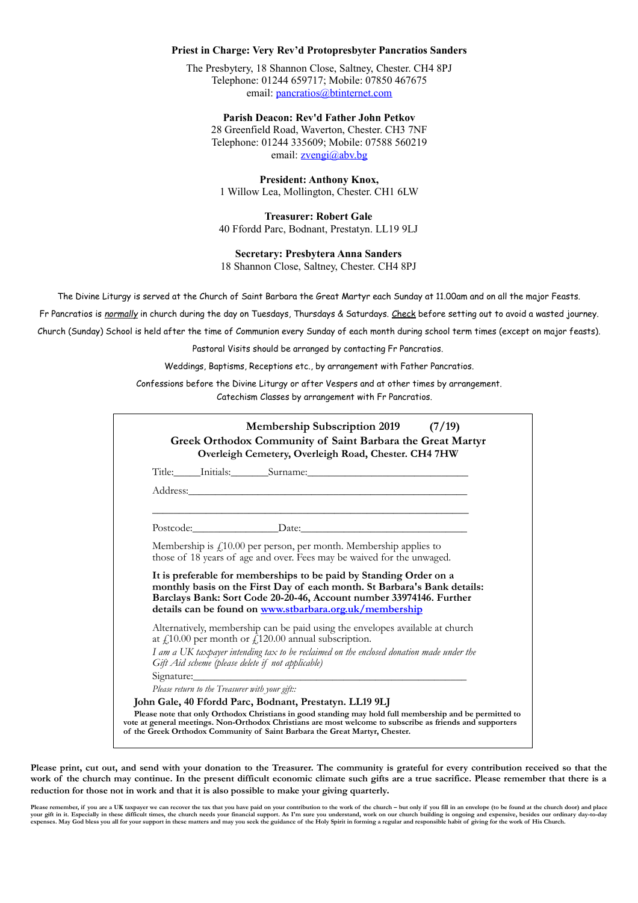**Priest in Charge: Very Rev'd Protopresbyter Pancratios Sanders**

The Presbytery, 18 Shannon Close, Saltney, Chester. CH4 8PJ
Telephone: 01244 659717; Mobile: 07850 467675
email: pancratios@btinternet.com

**Parish Deacon: Rev'd Father John Petkov**
28 Greenfield Road, Waverton, Chester. CH3 7NF
Telephone: 01244 335609; Mobile: 07588 560219
email: zvengi@abv.bg

**President: Anthony Knox,**
1 Willow Lea, Mollington, Chester. CH1 6LW

**Treasurer: Robert Gale**
40 Ffordd Parc, Bodnant, Prestatyn. LL19 9LJ

**Secretary: Presbytera Anna Sanders**
18 Shannon Close, Saltney, Chester. CH4 8PJ

The Divine Liturgy is served at the Church of Saint Barbara the Great Martyr each Sunday at 11.00am and on all the major Feasts.

Fr Pancratios is *normally* in church during the day on Tuesdays, Thursdays & Saturdays. Check before setting out to avoid a wasted journey.

Church (Sunday) School is held after the time of Communion every Sunday of each month during school term times (except on major feasts).

Pastoral Visits should be arranged by contacting Fr Pancratios.

Weddings, Baptisms, Receptions etc., by arrangement with Father Pancratios.

Confessions before the Divine Liturgy or after Vespers and at other times by arrangement.
Catechism Classes by arrangement with Fr Pancratios.

---

**Membership Subscription 2019 (7/19)**
**Greek Orthodox Community of Saint Barbara the Great Martyr**
**Overleigh Cemetery, Overleigh Road, Chester. CH4 7HW**

Title:_____ Initials:_______ Surname:______________________________

Address:______________________________________________________

______________________________________________________________

Postcode:________________ Date:______________________________

Membership is £10.00 per person, per month. Membership applies to those of 18 years of age and over. Fees may be waived for the unwaged.

**It is preferable for memberships to be paid by Standing Order on a monthly basis on the First Day of each month. St Barbara's Bank details: Barclays Bank: Sort Code 20-20-46, Account number 33974146. Further details can be found on www.stbarbara.org.uk/membership**

Alternatively, membership can be paid using the envelopes available at church at £10.00 per month or £120.00 annual subscription.

*I am a UK taxpayer intending tax to be reclaimed on the enclosed donation made under the Gift Aid scheme (please delete if not applicable)*

Signature:_____________________________________________________

*Please return to the Treasurer with your gift::*

**John Gale, 40 Ffordd Parc, Bodnant, Prestatyn. LL19 9LJ**

**Please note that only Orthodox Christians in good standing may hold full membership and be permitted to vote at general meetings. Non-Orthodox Christians are most welcome to subscribe as friends and supporters of the Greek Orthodox Community of Saint Barbara the Great Martyr, Chester.**

---

**Please print, cut out, and send with your donation to the Treasurer. The community is grateful for every contribution received so that the work of the church may continue. In the present difficult economic climate such gifts are a true sacrifice. Please remember that there is a reduction for those not in work and that it is also possible to make your giving quarterly.**

**Please remember, if you are a UK taxpayer we can recover the tax that you have paid on your contribution to the work of the church – but only if you fill in an envelope (to be found at the church door) and place your gift in it. Especially in these difficult times, the church needs your financial support. As I'm sure you understand, work on our church building is ongoing and expensive, besides our ordinary day-to-day expenses. May God bless you all for your support in these matters and may you seek the guidance of the Holy Spirit in forming a regular and responsible habit of giving for the work of His Church.**